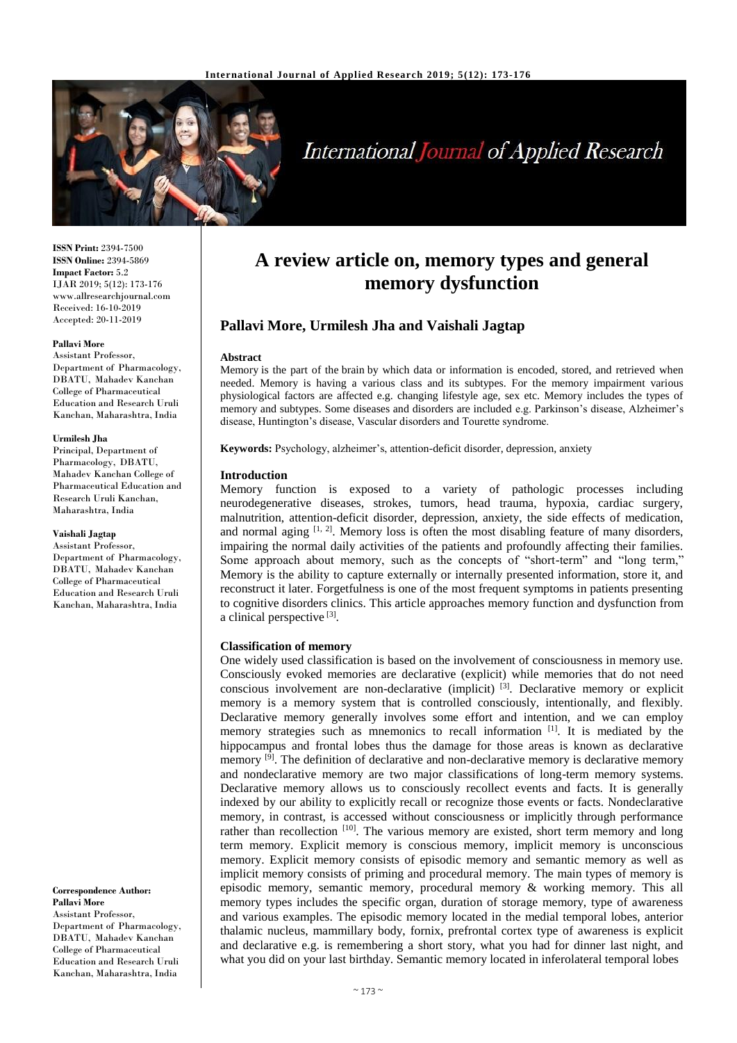# A review article on, memory types and general memory dysfunction

## Pallavi More, Urmilesh Jha and Vaishali Jagtap

**ISSN Print:** 2394-7500
**ISSN Online:** 2394-5869
**Impact Factor:** 5.2
IJAR 2019; 5(12): 173-176
www.allresearchjournal.com
Received: 16-10-2019
Accepted: 20-11-2019

**Pallavi More**
Assistant Professor, Department of Pharmacology, DBATU, Mahadev Kanchan College of Pharmaceutical Education and Research Uruli Kanchan, Maharashtra, India

**Urmilesh Jha**
Principal, Department of Pharmacology, DBATU, Mahadev Kanchan College of Pharmaceutical Education and Research Uruli Kanchan, Maharashtra, India

**Vaishali Jagtap**
Assistant Professor, Department of Pharmacology, DBATU, Mahadev Kanchan College of Pharmaceutical Education and Research Uruli Kanchan, Maharashtra, India

**Correspondence Author:**
**Pallavi More**
Assistant Professor, Department of Pharmacology, DBATU, Mahadev Kanchan College of Pharmaceutical Education and Research Uruli Kanchan, Maharashtra, India

### Abstract

Memory is the part of the brain by which data or information is encoded, stored, and retrieved when needed. Memory is having a various class and its subtypes. For the memory impairment various physiological factors are affected e.g. changing lifestyle age, sex etc. Memory includes the types of memory and subtypes. Some diseases and disorders are included e.g. Parkinson's disease, Alzheimer's disease, Huntington's disease, Vascular disorders and Tourette syndrome.

**Keywords:** Psychology, alzheimer's, attention-deficit disorder, depression, anxiety

### Introduction

Memory function is exposed to a variety of pathologic processes including neurodegenerative diseases, strokes, tumors, head trauma, hypoxia, cardiac surgery, malnutrition, attention-deficit disorder, depression, anxiety, the side effects of medication, and normal aging [1, 2]. Memory loss is often the most disabling feature of many disorders, impairing the normal daily activities of the patients and profoundly affecting their families. Some approach about memory, such as the concepts of "short-term" and "long term," Memory is the ability to capture externally or internally presented information, store it, and reconstruct it later. Forgetfulness is one of the most frequent symptoms in patients presenting to cognitive disorders clinics. This article approaches memory function and dysfunction from a clinical perspective [3].

### Classification of memory

One widely used classification is based on the involvement of consciousness in memory use. Consciously evoked memories are declarative (explicit) while memories that do not need conscious involvement are non-declarative (implicit) [3]. Declarative memory or explicit memory is a memory system that is controlled consciously, intentionally, and flexibly. Declarative memory generally involves some effort and intention, and we can employ memory strategies such as mnemonics to recall information [1]. It is mediated by the hippocampus and frontal lobes thus the damage for those areas is known as declarative memory [9]. The definition of declarative and non-declarative memory is declarative memory and nondeclarative memory are two major classifications of long-term memory systems. Declarative memory allows us to consciously recollect events and facts. It is generally indexed by our ability to explicitly recall or recognize those events or facts. Nondeclarative memory, in contrast, is accessed without consciousness or implicitly through performance rather than recollection [10]. The various memory are existed, short term memory and long term memory. Explicit memory is conscious memory, implicit memory is unconscious memory. Explicit memory consists of episodic memory and semantic memory as well as implicit memory consists of priming and procedural memory. The main types of memory is episodic memory, semantic memory, procedural memory & working memory. This all memory types includes the specific organ, duration of storage memory, type of awareness and various examples. The episodic memory located in the medial temporal lobes, anterior thalamic nucleus, mammillary body, fornix, prefrontal cortex type of awareness is explicit and declarative e.g. is remembering a short story, what you had for dinner last night, and what you did on your last birthday. Semantic memory located in inferolateral temporal lobes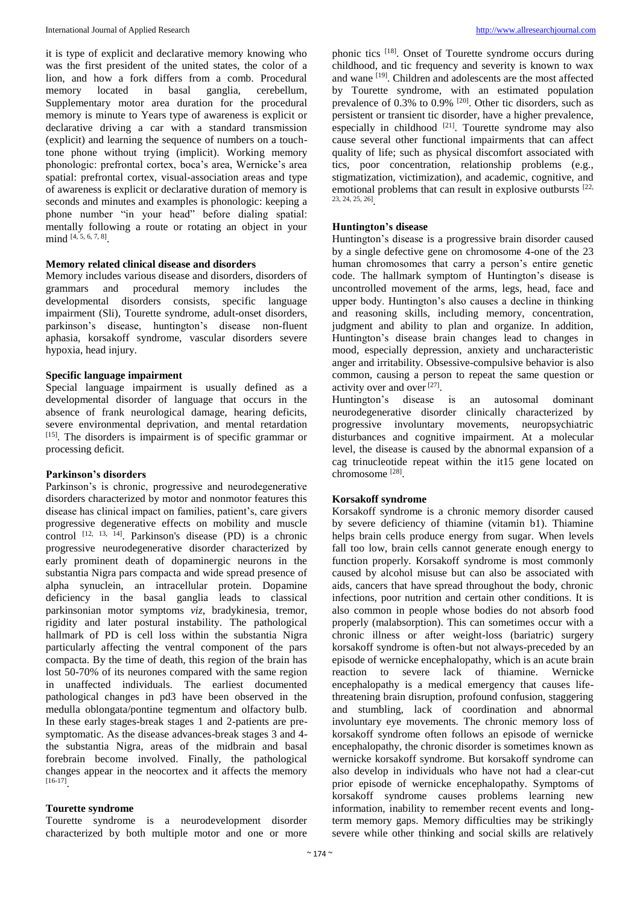it is type of explicit and declarative memory knowing who was the first president of the united states, the color of a lion, and how a fork differs from a comb. Procedural memory located in basal ganglia, cerebellum, Supplementary motor area duration for the procedural memory is minute to Years type of awareness is explicit or declarative driving a car with a standard transmission (explicit) and learning the sequence of numbers on a touch-tone phone without trying (implicit). Working memory phonologic: prefrontal cortex, boca's area, Wernicke's area spatial: prefrontal cortex, visual-association areas and type of awareness is explicit or declarative duration of memory is seconds and minutes and examples is phonologic: keeping a phone number "in your head" before dialing spatial: mentally following a route or rotating an object in your mind [4, 5, 6, 7, 8].

**Memory related clinical disease and disorders**

Memory includes various disease and disorders, disorders of grammars and procedural memory includes the developmental disorders consists, specific language impairment (Sli), Tourette syndrome, adult-onset disorders, parkinson's disease, huntington's disease non-fluent aphasia, korsakoff syndrome, vascular disorders severe hypoxia, head injury.

**Specific language impairment**

Special language impairment is usually defined as a developmental disorder of language that occurs in the absence of frank neurological damage, hearing deficits, severe environmental deprivation, and mental retardation [15]. The disorders is impairment is of specific grammar or processing deficit.

**Parkinson's disorders**

Parkinson's is chronic, progressive and neurodegenerative disorders characterized by motor and nonmotor features this disease has clinical impact on families, patient's, care givers progressive degenerative effects on mobility and muscle control [12, 13, 14]. Parkinson's disease (PD) is a chronic progressive neurodegenerative disorder characterized by early prominent death of dopaminergic neurons in the substantia Nigra pars compacta and wide spread presence of alpha synuclein, an intracellular protein. Dopamine deficiency in the basal ganglia leads to classical parkinsonian motor symptoms *viz*, bradykinesia, tremor, rigidity and later postural instability. The pathological hallmark of PD is cell loss within the substantia Nigra particularly affecting the ventral component of the pars compacta. By the time of death, this region of the brain has lost 50-70% of its neurones compared with the same region in unaffected individuals. The earliest documented pathological changes in pd3 have been observed in the medulla oblongata/pontine tegmentum and olfactory bulb. In these early stages-break stages 1 and 2-patients are pre-symptomatic. As the disease advances-break stages 3 and 4-the substantia Nigra, areas of the midbrain and basal forebrain become involved. Finally, the pathological changes appear in the neocortex and it affects the memory [16-17].

**Tourette syndrome**

Tourette syndrome is a neurodevelopment disorder characterized by both multiple motor and one or more phonic tics [18]. Onset of Tourette syndrome occurs during childhood, and tic frequency and severity is known to wax and wane [19]. Children and adolescents are the most affected by Tourette syndrome, with an estimated population prevalence of 0.3% to 0.9% [20]. Other tic disorders, such as persistent or transient tic disorder, have a higher prevalence, especially in childhood [21]. Tourette syndrome may also cause several other functional impairments that can affect quality of life; such as physical discomfort associated with tics, poor concentration, relationship problems (e.g., stigmatization, victimization), and academic, cognitive, and emotional problems that can result in explosive outbursts [22, 23, 24, 25, 26].

**Huntington's disease**

Huntington's disease is a progressive brain disorder caused by a single defective gene on chromosome 4-one of the 23 human chromosomes that carry a person's entire genetic code. The hallmark symptom of Huntington's disease is uncontrolled movement of the arms, legs, head, face and upper body. Huntington's also causes a decline in thinking and reasoning skills, including memory, concentration, judgment and ability to plan and organize. In addition, Huntington's disease brain changes lead to changes in mood, especially depression, anxiety and uncharacteristic anger and irritability. Obsessive-compulsive behavior is also common, causing a person to repeat the same question or activity over and over [27].

Huntington's disease is an autosomal dominant neurodegenerative disorder clinically characterized by progressive involuntary movements, neuropsychiatric disturbances and cognitive impairment. At a molecular level, the disease is caused by the abnormal expansion of a cag trinucleotide repeat within the it15 gene located on chromosome [28].

**Korsakoff syndrome**

Korsakoff syndrome is a chronic memory disorder caused by severe deficiency of thiamine (vitamin b1). Thiamine helps brain cells produce energy from sugar. When levels fall too low, brain cells cannot generate enough energy to function properly. Korsakoff syndrome is most commonly caused by alcohol misuse but can also be associated with aids, cancers that have spread throughout the body, chronic infections, poor nutrition and certain other conditions. It is also common in people whose bodies do not absorb food properly (malabsorption). This can sometimes occur with a chronic illness or after weight-loss (bariatric) surgery korsakoff syndrome is often-but not always-preceded by an episode of wernicke encephalopathy, which is an acute brain reaction to severe lack of thiamine. Wernicke encephalopathy is a medical emergency that causes life-threatening brain disruption, profound confusion, staggering and stumbling, lack of coordination and abnormal involuntary eye movements. The chronic memory loss of korsakoff syndrome often follows an episode of wernicke encephalopathy, the chronic disorder is sometimes known as wernicke korsakoff syndrome. But korsakoff syndrome can also develop in individuals who have not had a clear-cut prior episode of wernicke encephalopathy. Symptoms of korsakoff syndrome causes problems learning new information, inability to remember recent events and long-term memory gaps. Memory difficulties may be strikingly severe while other thinking and social skills are relatively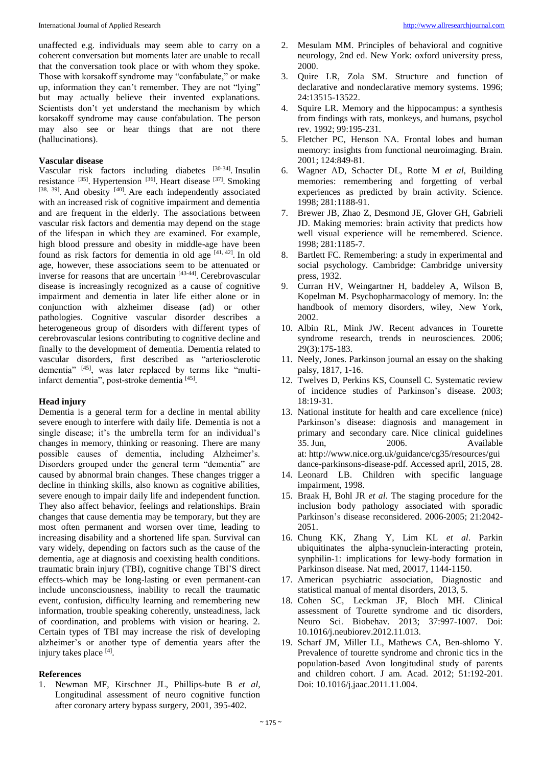unaffected e.g. individuals may seem able to carry on a coherent conversation but moments later are unable to recall that the conversation took place or with whom they spoke. Those with korsakoff syndrome may "confabulate," or make up, information they can't remember. They are not "lying" but may actually believe their invented explanations. Scientists don't yet understand the mechanism by which korsakoff syndrome may cause confabulation. The person may also see or hear things that are not there (hallucinations).

**Vascular disease**

Vascular risk factors including diabetes [30-34]. Insulin resistance [35]. Hypertension [36]. Heart disease [37]. Smoking [38, 39]. And obesity [40]. Are each independently associated with an increased risk of cognitive impairment and dementia and are frequent in the elderly. The associations between vascular risk factors and dementia may depend on the stage of the lifespan in which they are examined. For example, high blood pressure and obesity in middle-age have been found as risk factors for dementia in old age [41, 42]. In old age, however, these associations seem to be attenuated or inverse for reasons that are uncertain [43-44]. Cerebrovascular disease is increasingly recognized as a cause of cognitive impairment and dementia in later life either alone or in conjunction with alzheimer disease (ad) or other pathologies. Cognitive vascular disorder describes a heterogeneous group of disorders with different types of cerebrovascular lesions contributing to cognitive decline and finally to the development of dementia. Dementia related to vascular disorders, first described as "arteriosclerotic dementia" [45], was later replaced by terms like "multi-infarct dementia", post-stroke dementia [45].

**Head injury**

Dementia is a general term for a decline in mental ability severe enough to interfere with daily life. Dementia is not a single disease; it's the umbrella term for an individual's changes in memory, thinking or reasoning. There are many possible causes of dementia, including Alzheimer's. Disorders grouped under the general term "dementia" are caused by abnormal brain changes. These changes trigger a decline in thinking skills, also known as cognitive abilities, severe enough to impair daily life and independent function. They also affect behavior, feelings and relationships. Brain changes that cause dementia may be temporary, but they are most often permanent and worsen over time, leading to increasing disability and a shortened life span. Survival can vary widely, depending on factors such as the cause of the dementia, age at diagnosis and coexisting health conditions. traumatic brain injury (TBI), cognitive change TBI'S direct effects-which may be long-lasting or even permanent-can include unconsciousness, inability to recall the traumatic event, confusion, difficulty learning and remembering new information, trouble speaking coherently, unsteadiness, lack of coordination, and problems with vision or hearing. 2. Certain types of TBI may increase the risk of developing alzheimer's or another type of dementia years after the injury takes place [4].

## References

1. Newman MF, Kirschner JL, Phillips-bute B *et al*, Longitudinal assessment of neuro cognitive function after coronary artery bypass surgery, 2001, 395-402.
2. Mesulam MM. Principles of behavioral and cognitive neurology, 2nd ed. New York: oxford university press, 2000.
3. Quire LR, Zola SM. Structure and function of declarative and nondeclarative memory systems. 1996; 24:13515-13522.
4. Squire LR. Memory and the hippocampus: a synthesis from findings with rats, monkeys, and humans, psychol rev. 1992; 99:195-231.
5. Fletcher PC, Henson NA. Frontal lobes and human memory: insights from functional neuroimaging. Brain. 2001; 124:849-81.
6. Wagner AD, Schacter DL, Rotte M *et al*, Building memories: remembering and forgetting of verbal experiences as predicted by brain activity. Science. 1998; 281:1188-91.
7. Brewer JB, Zhao Z, Desmond JE, Glover GH, Gabrieli JD. Making memories: brain activity that predicts how well visual experience will be remembered. Science. 1998; 281:1185-7.
8. Bartlett FC. Remembering: a study in experimental and social psychology. Cambridge: Cambridge university press, 1932.
9. Curran HV, Weingartner H, baddeley A, Wilson B, Kopelman M. Psychopharmacology of memory. In: the handbook of memory disorders, wiley, New York, 2002.
10. Albin RL, Mink JW. Recent advances in Tourette syndrome research, trends in neurosciences. 2006; 29(3):175-183.
11. Neely, Jones. Parkinson journal an essay on the shaking palsy, 1817, 1-16.
12. Twelves D, Perkins KS, Counsell C. Systematic review of incidence studies of Parkinson's disease. 2003; 18:19-31.
13. National institute for health and care excellence (nice) Parkinson's disease: diagnosis and management in primary and secondary care. Nice clinical guidelines 35. Jun, 2006. Available at: http://www.nice.org.uk/guidance/cg35/resources/guidance-parkinsons-disease-pdf. Accessed april, 2015, 28.
14. Leonard LB. Children with specific language impairment, 1998.
15. Braak H, Bohl JR *et al*. The staging procedure for the inclusion body pathology associated with sporadic Parkinson's disease reconsidered. 2006-2005; 21:2042-2051.
16. Chung KK, Zhang Y, Lim KL *et al*. Parkin ubiquitinates the alpha-synuclein-interacting protein, synphilin-1: implications for lewy-body formation in Parkinson disease. Nat med, 20017, 1144-1150.
17. American psychiatric association, Diagnostic and statistical manual of mental disorders, 2013, 5.
18. Cohen SC, Leckman JF, Bloch MH. Clinical assessment of Tourette syndrome and tic disorders, Neuro Sci. Biobehav. 2013; 37:997-1007. Doi: 10.1016/j.neubiorev.2012.11.013.
19. Scharf JM, Miller LL, Mathews CA, Ben-shlomo Y. Prevalence of tourette syndrome and chronic tics in the population-based Avon longitudinal study of parents and children cohort. J am. Acad. 2012; 51:192-201. Doi: 10.1016/j.jaac.2011.11.004.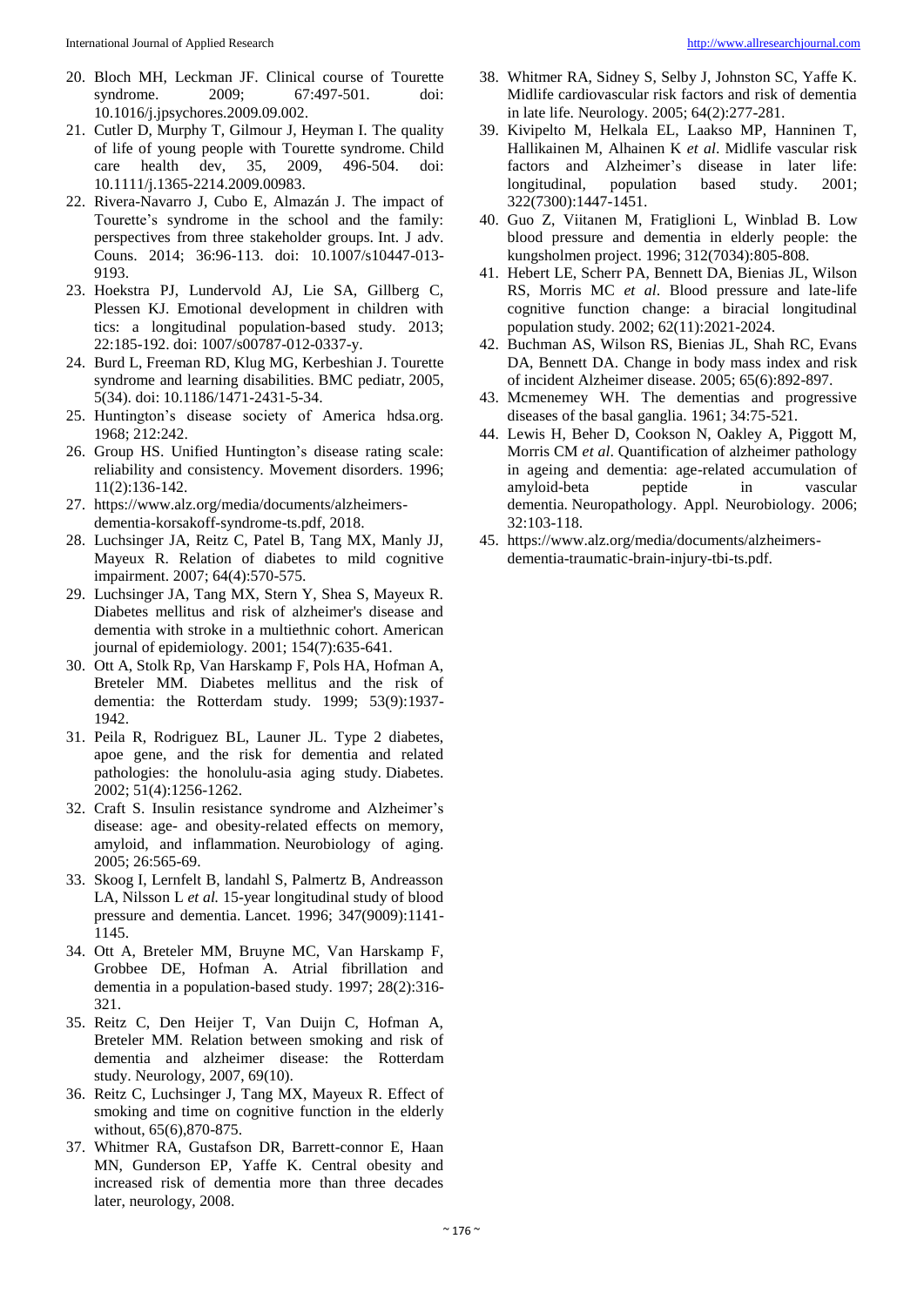20. Bloch MH, Leckman JF. Clinical course of Tourette syndrome. 2009; 67:497-501. doi: 10.1016/j.jpsychores.2009.09.002.
21. Cutler D, Murphy T, Gilmour J, Heyman I. The quality of life of young people with Tourette syndrome. Child care health dev, 35, 2009, 496-504. doi: 10.1111/j.1365-2214.2009.00983.
22. Rivera-Navarro J, Cubo E, Almazán J. The impact of Tourette's syndrome in the school and the family: perspectives from three stakeholder groups. Int. J adv. Couns. 2014; 36:96-113. doi: 10.1007/s10447-013-9193.
23. Hoekstra PJ, Lundervold AJ, Lie SA, Gillberg C, Plessen KJ. Emotional development in children with tics: a longitudinal population-based study. 2013; 22:185-192. doi: 1007/s00787-012-0337-y.
24. Burd L, Freeman RD, Klug MG, Kerbeshian J. Tourette syndrome and learning disabilities. BMC pediatr, 2005, 5(34). doi: 10.1186/1471-2431-5-34.
25. Huntington's disease society of America hdsa.org. 1968; 212:242.
26. Group HS. Unified Huntington's disease rating scale: reliability and consistency. Movement disorders. 1996; 11(2):136-142.
27. https://www.alz.org/media/documents/alzheimers-dementia-korsakoff-syndrome-ts.pdf, 2018.
28. Luchsinger JA, Reitz C, Patel B, Tang MX, Manly JJ, Mayeux R. Relation of diabetes to mild cognitive impairment. 2007; 64(4):570-575.
29. Luchsinger JA, Tang MX, Stern Y, Shea S, Mayeux R. Diabetes mellitus and risk of alzheimer's disease and dementia with stroke in a multiethnic cohort. American journal of epidemiology. 2001; 154(7):635-641.
30. Ott A, Stolk Rp, Van Harskamp F, Pols HA, Hofman A, Breteler MM. Diabetes mellitus and the risk of dementia: the Rotterdam study. 1999; 53(9):1937-1942.
31. Peila R, Rodriguez BL, Launer JL. Type 2 diabetes, apoe gene, and the risk for dementia and related pathologies: the honolulu-asia aging study. Diabetes. 2002; 51(4):1256-1262.
32. Craft S. Insulin resistance syndrome and Alzheimer's disease: age- and obesity-related effects on memory, amyloid, and inflammation. Neurobiology of aging. 2005; 26:565-69.
33. Skoog I, Lernfelt B, landahl S, Palmertz B, Andreasson LA, Nilsson L *et al.* 15-year longitudinal study of blood pressure and dementia. Lancet. 1996; 347(9009):1141-1145.
34. Ott A, Breteler MM, Bruyne MC, Van Harskamp F, Grobbee DE, Hofman A. Atrial fibrillation and dementia in a population-based study. 1997; 28(2):316-321.
35. Reitz C, Den Heijer T, Van Duijn C, Hofman A, Breteler MM. Relation between smoking and risk of dementia and alzheimer disease: the Rotterdam study. Neurology, 2007, 69(10).
36. Reitz C, Luchsinger J, Tang MX, Mayeux R. Effect of smoking and time on cognitive function in the elderly without, 65(6),870-875.
37. Whitmer RA, Gustafson DR, Barrett-connor E, Haan MN, Gunderson EP, Yaffe K. Central obesity and increased risk of dementia more than three decades later, neurology, 2008.
38. Whitmer RA, Sidney S, Selby J, Johnston SC, Yaffe K. Midlife cardiovascular risk factors and risk of dementia in late life. Neurology. 2005; 64(2):277-281.
39. Kivipelto M, Helkala EL, Laakso MP, Hanninen T, Hallikainen M, Alhainen K *et al*. Midlife vascular risk factors and Alzheimer's disease in later life: longitudinal, population based study. 2001; 322(7300):1447-1451.
40. Guo Z, Viitanen M, Fratiglioni L, Winblad B. Low blood pressure and dementia in elderly people: the kungsholmen project. 1996; 312(7034):805-808.
41. Hebert LE, Scherr PA, Bennett DA, Bienias JL, Wilson RS, Morris MC *et al*. Blood pressure and late-life cognitive function change: a biracial longitudinal population study. 2002; 62(11):2021-2024.
42. Buchman AS, Wilson RS, Bienias JL, Shah RC, Evans DA, Bennett DA. Change in body mass index and risk of incident Alzheimer disease. 2005; 65(6):892-897.
43. Mcmenemey WH. The dementias and progressive diseases of the basal ganglia. 1961; 34:75-521.
44. Lewis H, Beher D, Cookson N, Oakley A, Piggott M, Morris CM *et al*. Quantification of alzheimer pathology in ageing and dementia: age-related accumulation of amyloid-beta peptide in vascular dementia. Neuropathology. Appl. Neurobiology. 2006; 32:103-118.
45. https://www.alz.org/media/documents/alzheimers-dementia-traumatic-brain-injury-tbi-ts.pdf.